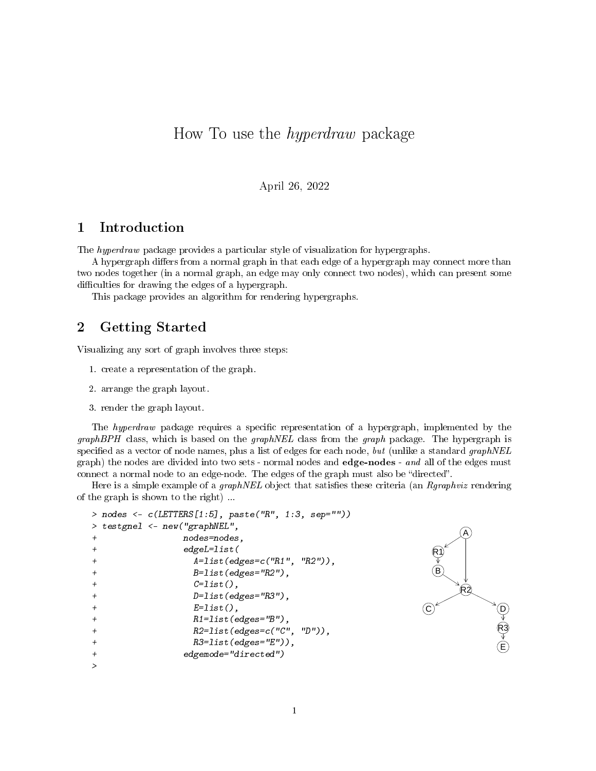# How To use the *hyperdraw* package

April 26, 2022

## 1 Introduction

The *hyperdraw* package provides a particular style of visualization for hypergraphs.

A hypergraph differs from a normal graph in that each edge of a hypergraph may connect more than two nodes together (in a normal graph, an edge may only connect two nodes), which can present some difficulties for drawing the edges of a hypergraph.

This package provides an algorithm for rendering hypergraphs.

## 2 Getting Started

Visualizing any sort of graph involves three steps:

1. create a representation of the graph.
2. arrange the graph layout.
3. render the graph layout.

The *hyperdraw* package requires a specific representation of a hypergraph, implemented by the *graphBPH* class, which is based on the *graphNEL* class from the *graph* package. The hypergraph is specified as a vector of node names, plus a list of edges for each node, *but* (unlike a standard *graphNEL* graph) the nodes are divided into two sets - normal nodes and **edge-nodes** - *and* all of the edges must connect a normal node to an edge-node. The edges of the graph must also be "directed".

Here is a simple example of a *graphNEL* object that satisfies these criteria (an *Rgraphviz* rendering of the graph is shown to the right) ...

```
> nodes <- c(LETTERS[1:5], paste("R", 1:3, sep=""))
> testgnel <- new("graphNEL",
+                 nodes=nodes,
+                 edgeL=list(
+                   A=list(edges=c("R1", "R2")),
+                   B=list(edges="R2"),
+                   C=list(),
+                   D=list(edges="R3"),
+                   E=list(),
+                   R1=list(edges="B"),
+                   R2=list(edges=c("C", "D")),
+                   R3=list(edges="E")),
+                 edgemode="directed")
>
```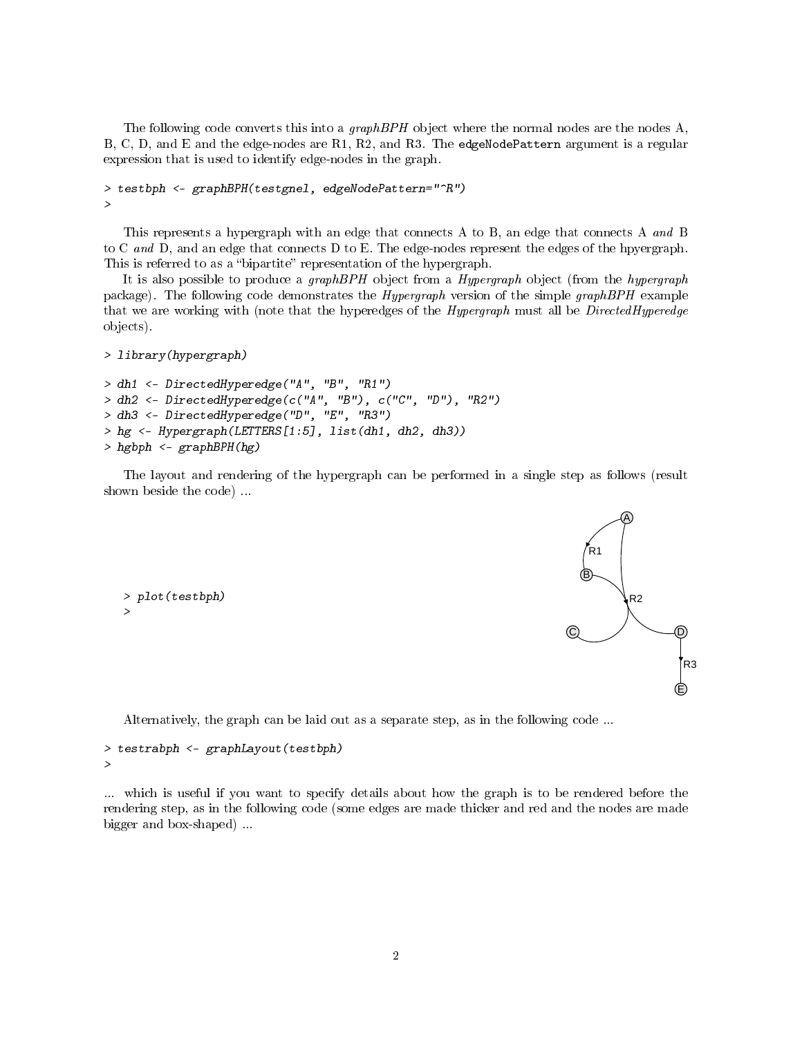The following code converts this into a *graphBPH* object where the normal nodes are the nodes A, B, C, D, and E and the edge-nodes are R1, R2, and R3. The `edgeNodePattern` argument is a regular expression that is used to identify edge-nodes in the graph.

```
> testbph <- graphBPH(testgnel, edgeNodePattern="^R")
>
```

This represents a hypergraph with an edge that connects A to B, an edge that connects A *and* B to C *and* D, and an edge that connects D to E. The edge-nodes represent the edges of the hpyergraph. This is referred to as a "bipartite" representation of the hypergraph.

It is also possible to produce a *graphBPH* object from a *Hypergraph* object (from the *hypergraph* package). The following code demonstrates the *Hypergraph* version of the simple *graphBPH* example that we are working with (note that the hyperedges of the *Hypergraph* must all be *DirectedHyperedge* objects).

```
> library(hypergraph)

> dh1 <- DirectedHyperedge("A", "B", "R1")
> dh2 <- DirectedHyperedge(c("A", "B"), c("C", "D"), "R2")
> dh3 <- DirectedHyperedge("D", "E", "R3")
> hg <- Hypergraph(LETTERS[1:5], list(dh1, dh2, dh3))
> hgbph <- graphBPH(hg)
```

The layout and rendering of the hypergraph can be performed in a single step as follows (result shown beside the code) ...

```
> plot(testbph)
>
```

Alternatively, the graph can be laid out as a separate step, as in the following code ...

```
> testrabph <- graphLayout(testbph)
>
```

... which is useful if you want to specify details about how the graph is to be rendered before the rendering step, as in the following code (some edges are made thicker and red and the nodes are made bigger and box-shaped) ...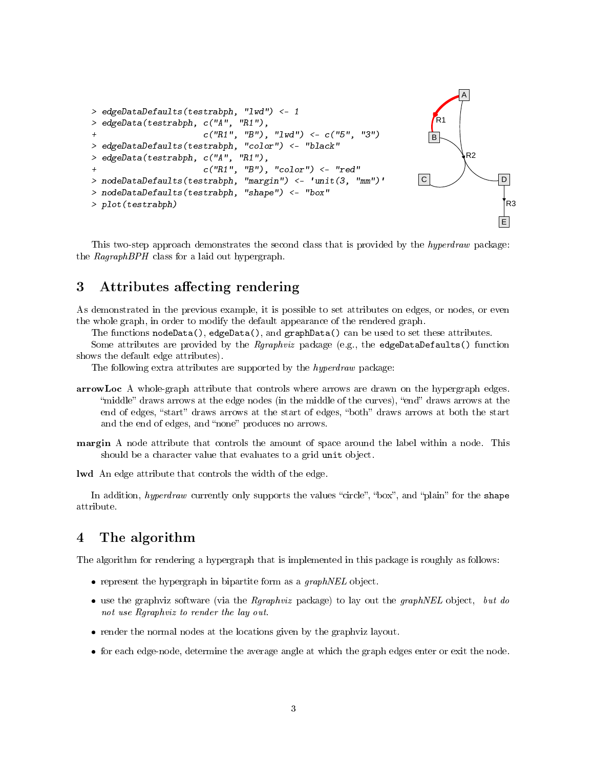```
> edgeDataDefaults(testrabph, "lwd") <- 1
> edgeData(testrabph, c("A", "R1"),
+                     c("R1", "B"), "lwd") <- c("5", "3")
> edgeDataDefaults(testrabph, "color") <- "black"
> edgeData(testrabph, c("A", "R1"),
+                     c("R1", "B"), "color") <- "red"
> nodeDataDefaults(testrabph, "margin") <- 'unit(3, "mm")'
> nodeDataDefaults(testrabph, "shape") <- "box"
> plot(testrabph)
```

This two-step approach demonstrates the second class that is provided by the *hyperdraw* package: the *RagraphBPH* class for a laid out hypergraph.

# 3 Attributes affecting rendering

As demonstrated in the previous example, it is possible to set attributes on edges, or nodes, or even the whole graph, in order to modify the default appearance of the rendered graph.

The functions `nodeData()`, `edgeData()`, and `graphData()` can be used to set these attributes.

Some attributes are provided by the *Rgraphviz* package (e.g., the `edgeDataDefaults()` function shows the default edge attributes).

The following extra attributes are supported by the *hyperdraw* package:

**arrowLoc** A whole-graph attribute that controls where arrows are drawn on the hypergraph edges. "middle" draws arrows at the edge nodes (in the middle of the curves), "end" draws arrows at the end of edges, "start" draws arrows at the start of edges, "both" draws arrows at both the start and the end of edges, and "none" produces no arrows.

**margin** A node attribute that controls the amount of space around the label within a node. This should be a character value that evaluates to a grid `unit` object.

**lwd** An edge attribute that controls the width of the edge.

In addition, *hyperdraw* currently only supports the values "circle", "box", and "plain" for the `shape` attribute.

# 4 The algorithm

The algorithm for rendering a hypergraph that is implemented in this package is roughly as follows:

- represent the hypergraph in bipartite form as a *graphNEL* object.
- use the graphviz software (via the *Rgraphviz* package) to lay out the *graphNEL* object, *but do not use Rgraphviz to render the lay out.*
- render the normal nodes at the locations given by the graphviz layout.
- for each edge-node, determine the average angle at which the graph edges enter or exit the node.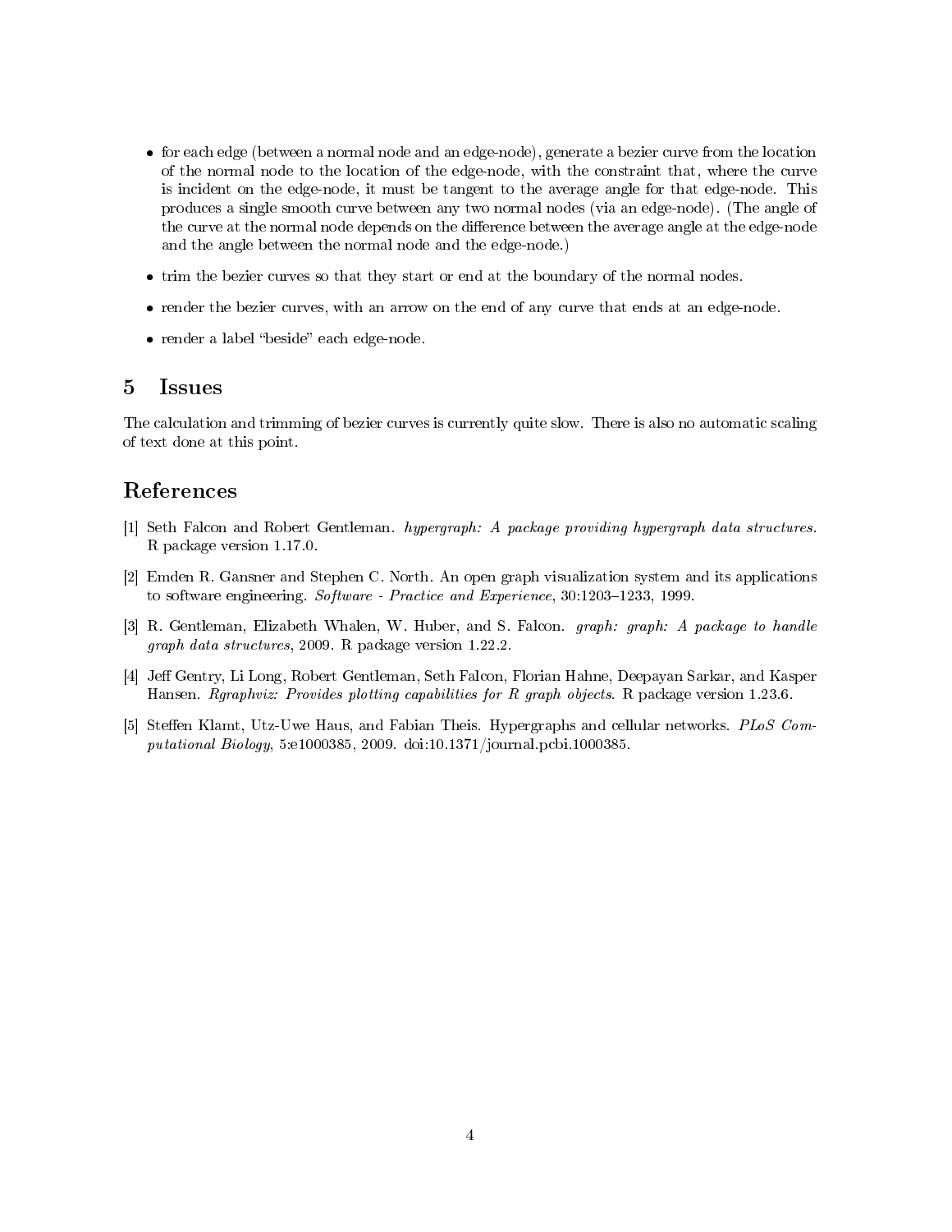- for each edge (between a normal node and an edge-node), generate a bezier curve from the location of the normal node to the location of the edge-node, with the constraint that, where the curve is incident on the edge-node, it must be tangent to the average angle for that edge-node. This produces a single smooth curve between any two normal nodes (via an edge-node). (The angle of the curve at the normal node depends on the difference between the average angle at the edge-node and the angle between the normal node and the edge-node.)
- trim the bezier curves so that they start or end at the boundary of the normal nodes.
- render the bezier curves, with an arrow on the end of any curve that ends at an edge-node.
- render a label "beside" each edge-node.

## 5 Issues

The calculation and trimming of bezier curves is currently quite slow. There is also no automatic scaling of text done at this point.

## References

[1] Seth Falcon and Robert Gentleman. *hypergraph: A package providing hypergraph data structures.* R package version 1.17.0.

[2] Emden R. Gansner and Stephen C. North. An open graph visualization system and its applications to software engineering. *Software - Practice and Experience*, 30:1203–1233, 1999.

[3] R. Gentleman, Elizabeth Whalen, W. Huber, and S. Falcon. *graph: graph: A package to handle graph data structures*, 2009. R package version 1.22.2.

[4] Jeff Gentry, Li Long, Robert Gentleman, Seth Falcon, Florian Hahne, Deepayan Sarkar, and Kasper Hansen. *Rgraphviz: Provides plotting capabilities for R graph objects*. R package version 1.23.6.

[5] Steffen Klamt, Utz-Uwe Haus, and Fabian Theis. Hypergraphs and cellular networks. *PLoS Computational Biology*, 5:e1000385, 2009. doi:10.1371/journal.pcbi.1000385.